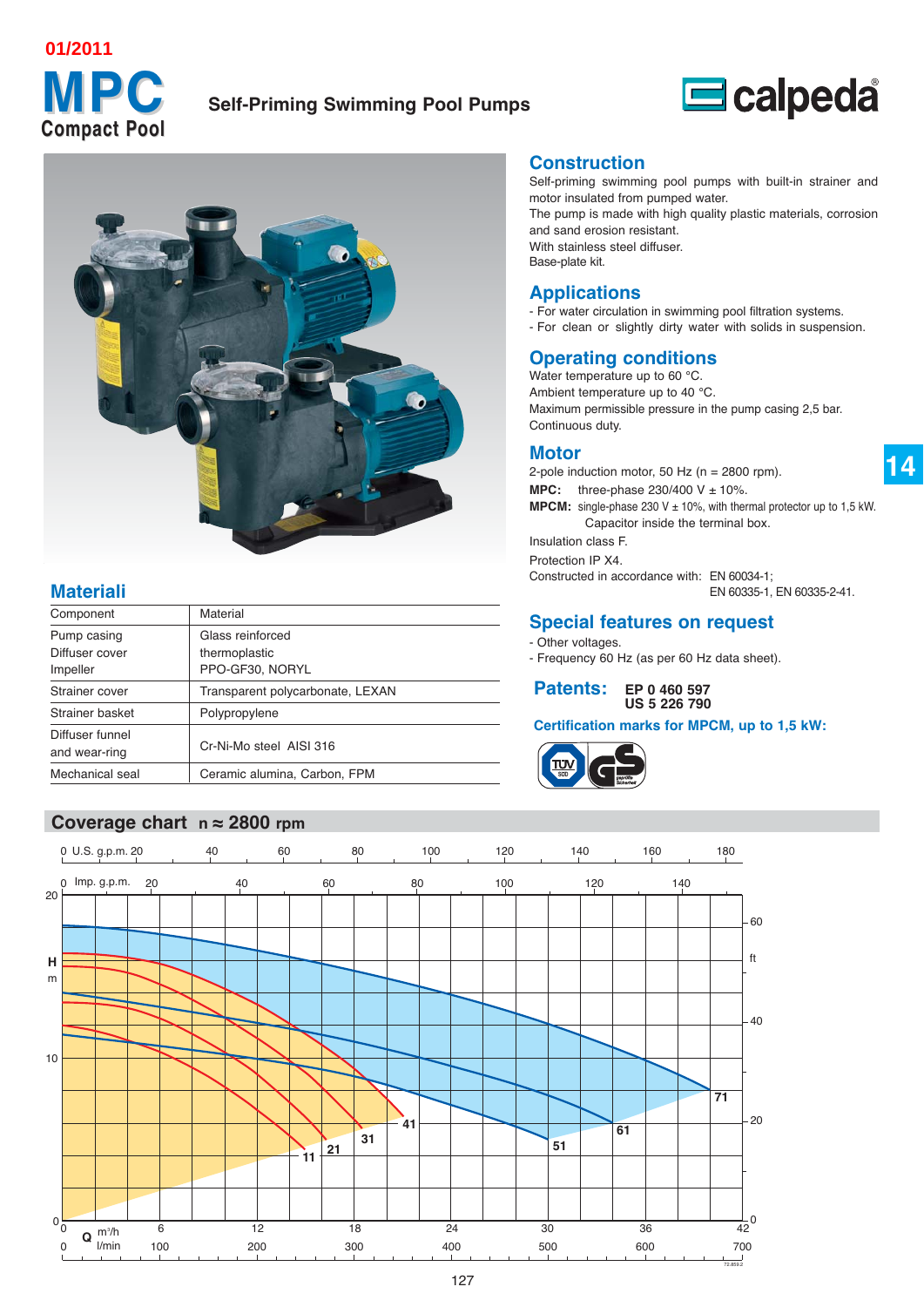01/2011

# MPC
## Compact Pool

**Self-Priming Swimming Pool Pumps**

calpeda

## Construction

Self-priming swimming pool pumps with built-in strainer and motor insulated from pumped water.
The pump is made with high quality plastic materials, corrosion and sand erosion resistant.
With stainless steel diffuser.
Base-plate kit.

## Applications

- For water circulation in swimming pool filtration systems.
- For clean or slightly dirty water with solids in suspension.

## Operating conditions

Water temperature up to 60 °C.
Ambient temperature up to 40 °C.
Maximum permissible pressure in the pump casing 2,5 bar.
Continuous duty.

## Motor

2-pole induction motor, 50 Hz (n = 2800 rpm).

**MPC:** three-phase 230/400 V ± 10%.

**MPCM:** single-phase 230 V ± 10%, with thermal protector up to 1,5 kW. Capacitor inside the terminal box.

Insulation class F.

Protection IP X4.

Constructed in accordance with: EN 60034-1; EN 60335-1, EN 60335-2-41.

## Special features on request

- Other voltages.
- Frequency 60 Hz (as per 60 Hz data sheet).

**Patents:** **EP 0 460 597**
**US 5 226 790**

**Certification marks for MPCM, up to 1,5 kW:**

## Materiali

| Component | Material |
|---|---|
| Pump casing<br>Diffuser cover<br>Impeller | Glass reinforced<br>thermoplastic<br>PPO-GF30, NORYL |
| Strainer cover | Transparent polycarbonate, LEXAN |
| Strainer basket | Polypropylene |
| Diffuser funnel<br>and wear-ring | Cr-Ni-Mo steel AISI 316 |
| Mechanical seal | Ceramic alumina, Carbon, FPM |

## Coverage chart n ≈ 2800 rpm

Curves: 11, 21, 31, 41, 51, 61, 71

U.S. g.p.m.: 0, 20, 40, 60, 80, 100, 120, 140, 160, 180
Imp. g.p.m.: 0, 20, 40, 60, 80, 100, 120, 140
H (m): 0, 10, 20
H (ft): 0, 20, 40, 60
Q m³/h: 0, 6, 12, 18, 24, 30, 36, 42
Q l/min: 0, 100, 200, 300, 400, 500, 600, 700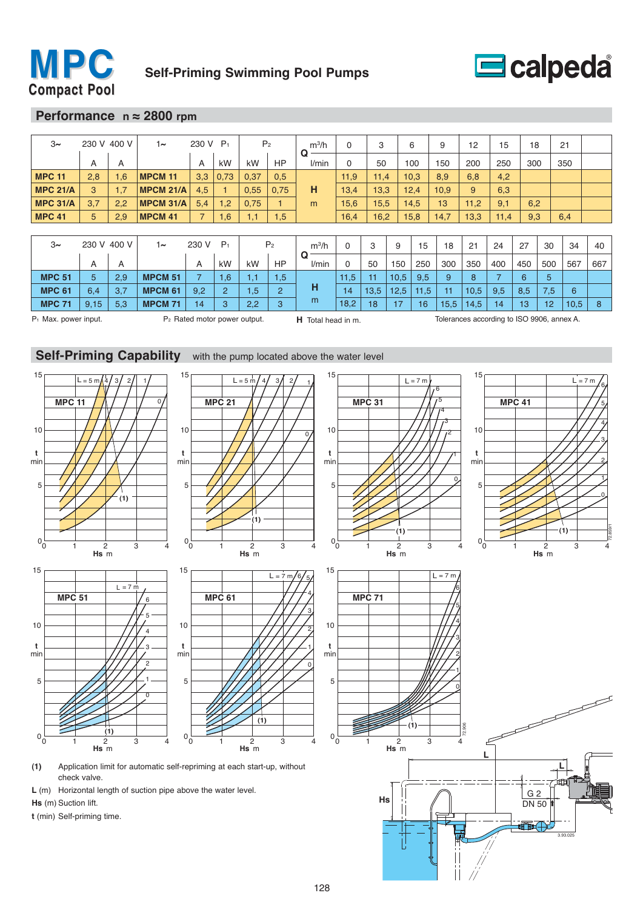# MPC Compact Pool

## Self-Priming Swimming Pool Pumps

## Performance n ≈ 2800 rpm

| 3~ | 230 V | 400 V | 1~ | 230 V | $P_1$ | $P_2$ | | Q m³/h | 0 | 3 | 6 | 9 | 12 | 15 | 18 | 21 |
|---|---|---|---|---|---|---|---|---|---|---|---|---|---|---|---|---|
| | A | A | | A | kW | kW | HP | l/min | 0 | 50 | 100 | 150 | 200 | 250 | 300 | 350 |
| MPC 11 | 2,8 | 1,6 | MPCM 11 | 3,3 | 0,73 | 0,37 | 0,5 | H m | 11,9 | 11,4 | 10,3 | 8,9 | 6,8 | 4,2 | | |
| MPC 21/A | 3 | 1,7 | MPCM 21/A | 4,5 | 1 | 0,55 | 0,75 | | 13,4 | 13,3 | 12,4 | 10,9 | 9 | 6,3 | | |
| MPC 31/A | 3,7 | 2,2 | MPCM 31/A | 5,4 | 1,2 | 0,75 | 1 | | 15,6 | 15,5 | 14,5 | 13 | 11,2 | 9,1 | 6,2 | |
| MPC 41 | 5 | 2,9 | MPCM 41 | 7 | 1,6 | 1,1 | 1,5 | | 16,4 | 16,2 | 15,8 | 14,7 | 13,3 | 11,4 | 9,3 | 6,4 |

| 3~ | 230 V | 400 V | 1~ | 230 V | $P_1$ | $P_2$ | | Q m³/h | 0 | 3 | 9 | 15 | 18 | 21 | 24 | 27 | 30 | 34 | 40 |
|---|---|---|---|---|---|---|---|---|---|---|---|---|---|---|---|---|---|---|---|
| | A | A | | A | kW | kW | HP | l/min | 0 | 50 | 150 | 250 | 300 | 350 | 400 | 450 | 500 | 567 | 667 |
| MPC 51 | 5 | 2,9 | MPCM 51 | 7 | 1,6 | 1,1 | 1,5 | H m | 11,5 | 11 | 10,5 | 9,5 | 9 | 8 | 7 | 6 | 5 | | |
| MPC 61 | 6,4 | 3,7 | MPCM 61 | 9,2 | 2 | 1,5 | 2 | | 14 | 13,5 | 12,5 | 11,5 | 11 | 10,5 | 9,5 | 8,5 | 7,5 | 6 | |
| MPC 71 | 9,15 | 5,3 | MPCM 71 | 14 | 3 | 2,2 | 3 | | 18,2 | 18 | 17 | 16 | 15,5 | 14,5 | 14 | 13 | 12 | 10,5 | 8 |

$P_1$ Max. power input. $P_2$ Rated motor power output. **H** Total head in m. Tolerances according to ISO 9906, annex A.

## Self-Priming Capability with the pump located above the water level

**(1)** Application limit for automatic self-repriming at each start-up, without check valve.

**L** (m) Horizontal length of suction pipe above the water level.

**Hs** (m) Suction lift.

**t** (min) Self-priming time.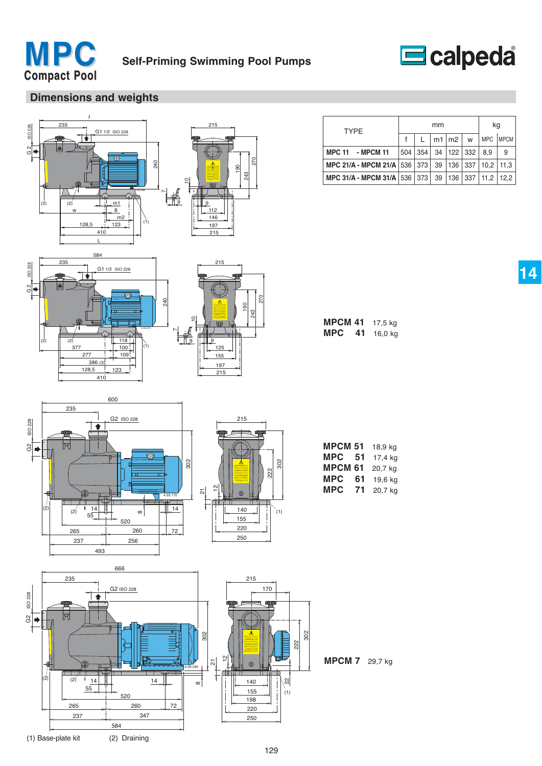# MPC Compact Pool

## Self-Priming Swimming Pool Pumps

## Dimensions and weights

| TYPE | mm | | | | | kg | |
|---|---|---|---|---|---|---|---|
| | f | L | m1 | m2 | w | MPC | MPCM |
| MPC 11 - MPCM 11 | 504 | 354 | 34 | 122 | 332 | 8,9 | 9 |
| MPC 21/A - MPCM 21/A | 536 | 373 | 39 | 136 | 337 | 10,2 | 11,3 |
| MPC 31/A - MPCM 31/A | 536 | 373 | 39 | 136 | 337 | 11,2 | 12,2 |

**MPCM 41** 17,5 kg
**MPC 41** 16,0 kg

**MPCM 51** 18,9 kg
**MPC 51** 17,4 kg
**MPCM 61** 20,7 kg
**MPC 61** 19,6 kg
**MPC 71** 20,7 kg

**MPCM 7** 29,7 kg

(1) Base-plate kit (2) Draining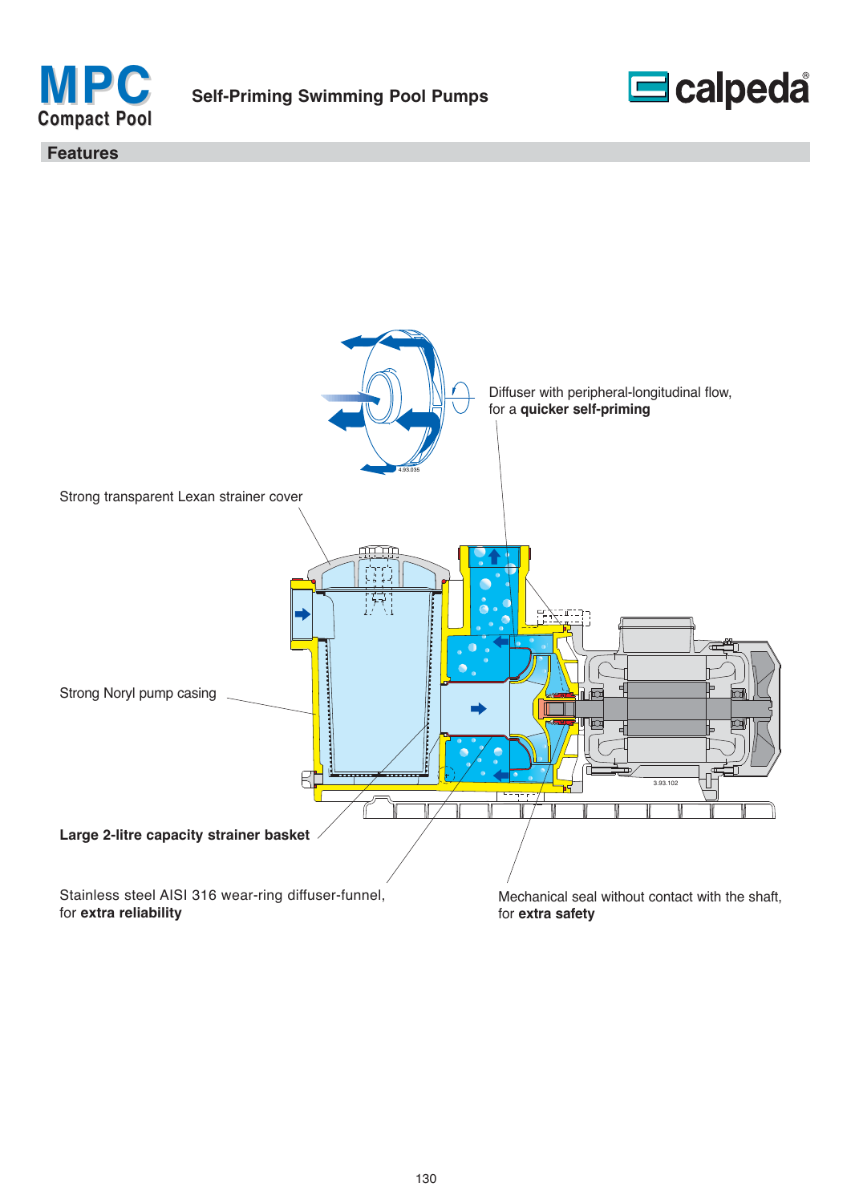# MPC Compact Pool

Self-Priming Swimming Pool Pumps

calpeda®

## Features

Diffuser with peripheral-longitudinal flow, for a **quicker self-priming**

Strong transparent Lexan strainer cover

Strong Noryl pump casing

**Large 2-litre capacity strainer basket**

Stainless steel AISI 316 wear-ring diffuser-funnel, for **extra reliability**

Mechanical seal without contact with the shaft, for **extra safety**